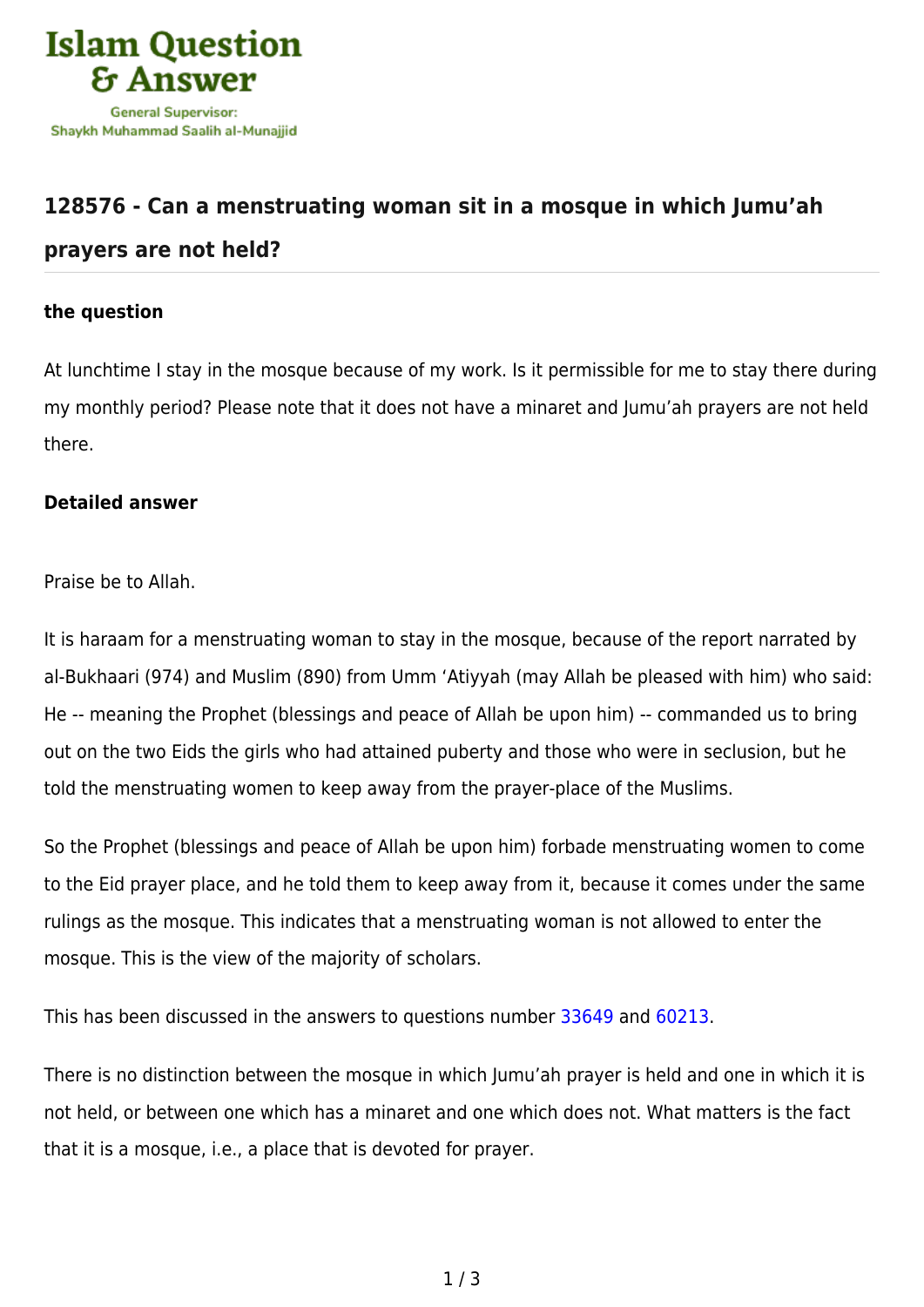# Islam Question & Answer

General Supervisor: Shaykh Muhammad Saalih al-Munajjid

## 128576 - Can a menstruating woman sit in a mosque in which Jumu'ah prayers are not held?

### the question

At lunchtime I stay in the mosque because of my work. Is it permissible for me to stay there during my monthly period? Please note that it does not have a minaret and Jumu'ah prayers are not held there.

### Detailed answer

Praise be to Allah.

It is haraam for a menstruating woman to stay in the mosque, because of the report narrated by al-Bukhaari (974) and Muslim (890) from Umm 'Atiyyah (may Allah be pleased with him) who said: He -- meaning the Prophet (blessings and peace of Allah be upon him) -- commanded us to bring out on the two Eids the girls who had attained puberty and those who were in seclusion, but he told the menstruating women to keep away from the prayer-place of the Muslims.

So the Prophet (blessings and peace of Allah be upon him) forbade menstruating women to come to the Eid prayer place, and he told them to keep away from it, because it comes under the same rulings as the mosque. This indicates that a menstruating woman is not allowed to enter the mosque. This is the view of the majority of scholars.

This has been discussed in the answers to questions number 33649 and 60213.

There is no distinction between the mosque in which Jumu'ah prayer is held and one in which it is not held, or between one which has a minaret and one which does not. What matters is the fact that it is a mosque, i.e., a place that is devoted for prayer.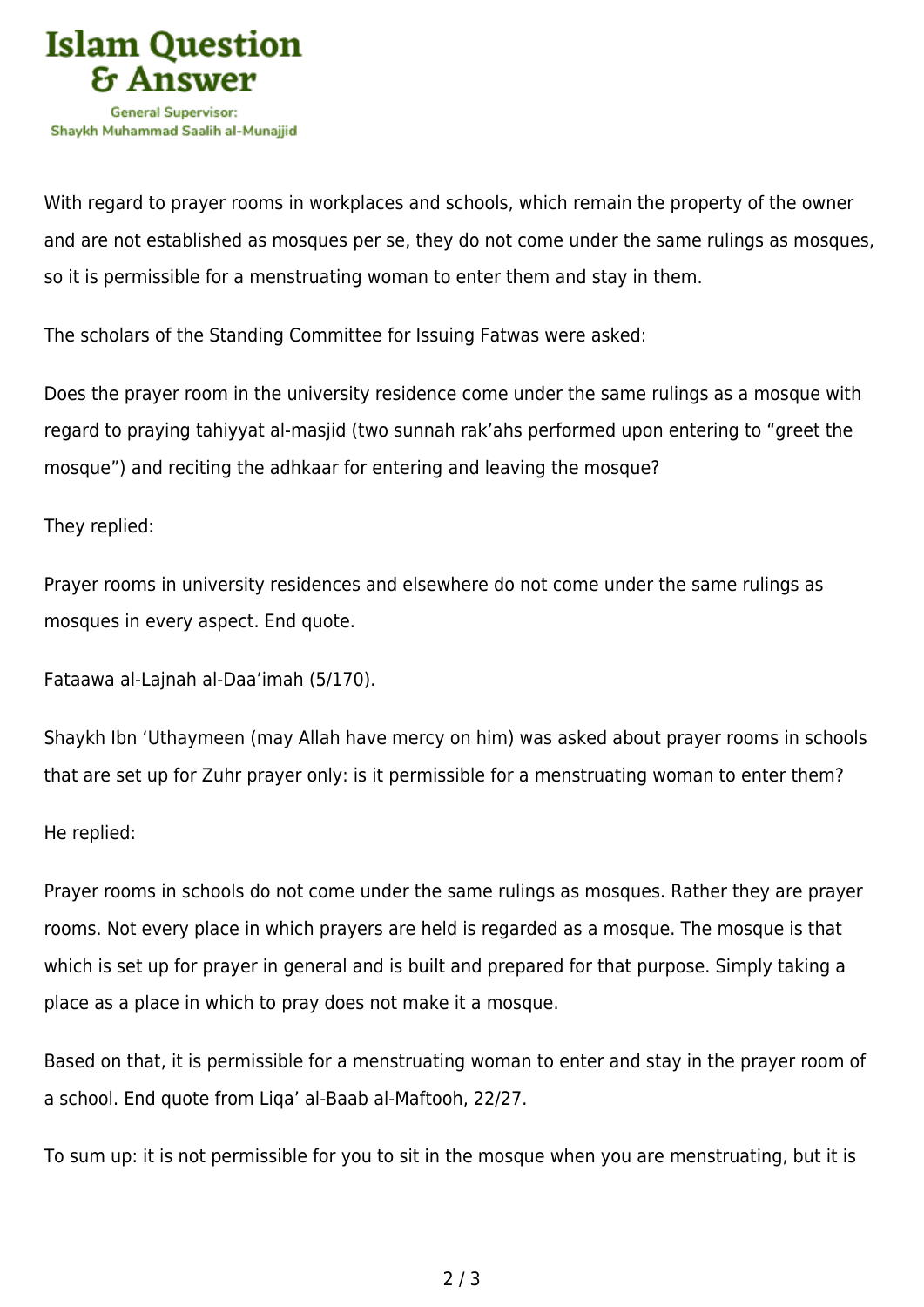With regard to prayer rooms in workplaces and schools, which remain the property of the owner and are not established as mosques per se, they do not come under the same rulings as mosques, so it is permissible for a menstruating woman to enter them and stay in them.

The scholars of the Standing Committee for Issuing Fatwas were asked:

Does the prayer room in the university residence come under the same rulings as a mosque with regard to praying tahiyyat al-masjid (two sunnah rak'ahs performed upon entering to "greet the mosque") and reciting the adhkaar for entering and leaving the mosque?

They replied:

Prayer rooms in university residences and elsewhere do not come under the same rulings as mosques in every aspect. End quote.

Fataawa al-Lajnah al-Daa'imah (5/170).

Shaykh Ibn 'Uthaymeen (may Allah have mercy on him) was asked about prayer rooms in schools that are set up for Zuhr prayer only: is it permissible for a menstruating woman to enter them?

He replied:

Prayer rooms in schools do not come under the same rulings as mosques. Rather they are prayer rooms. Not every place in which prayers are held is regarded as a mosque. The mosque is that which is set up for prayer in general and is built and prepared for that purpose. Simply taking a place as a place in which to pray does not make it a mosque.

Based on that, it is permissible for a menstruating woman to enter and stay in the prayer room of a school. End quote from Liqa' al-Baab al-Maftooh, 22/27.

To sum up: it is not permissible for you to sit in the mosque when you are menstruating, but it is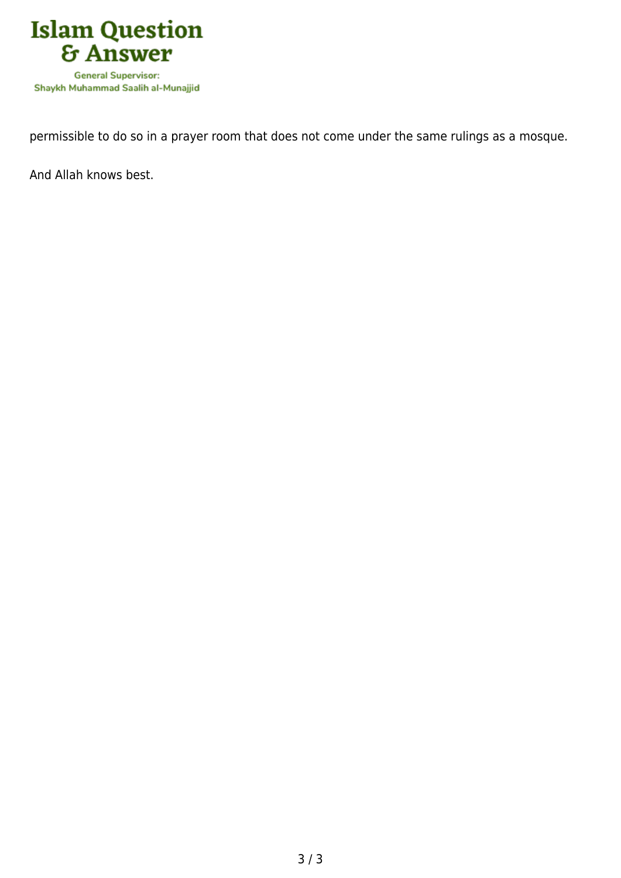permissible to do so in a prayer room that does not come under the same rulings as a mosque.

And Allah knows best.